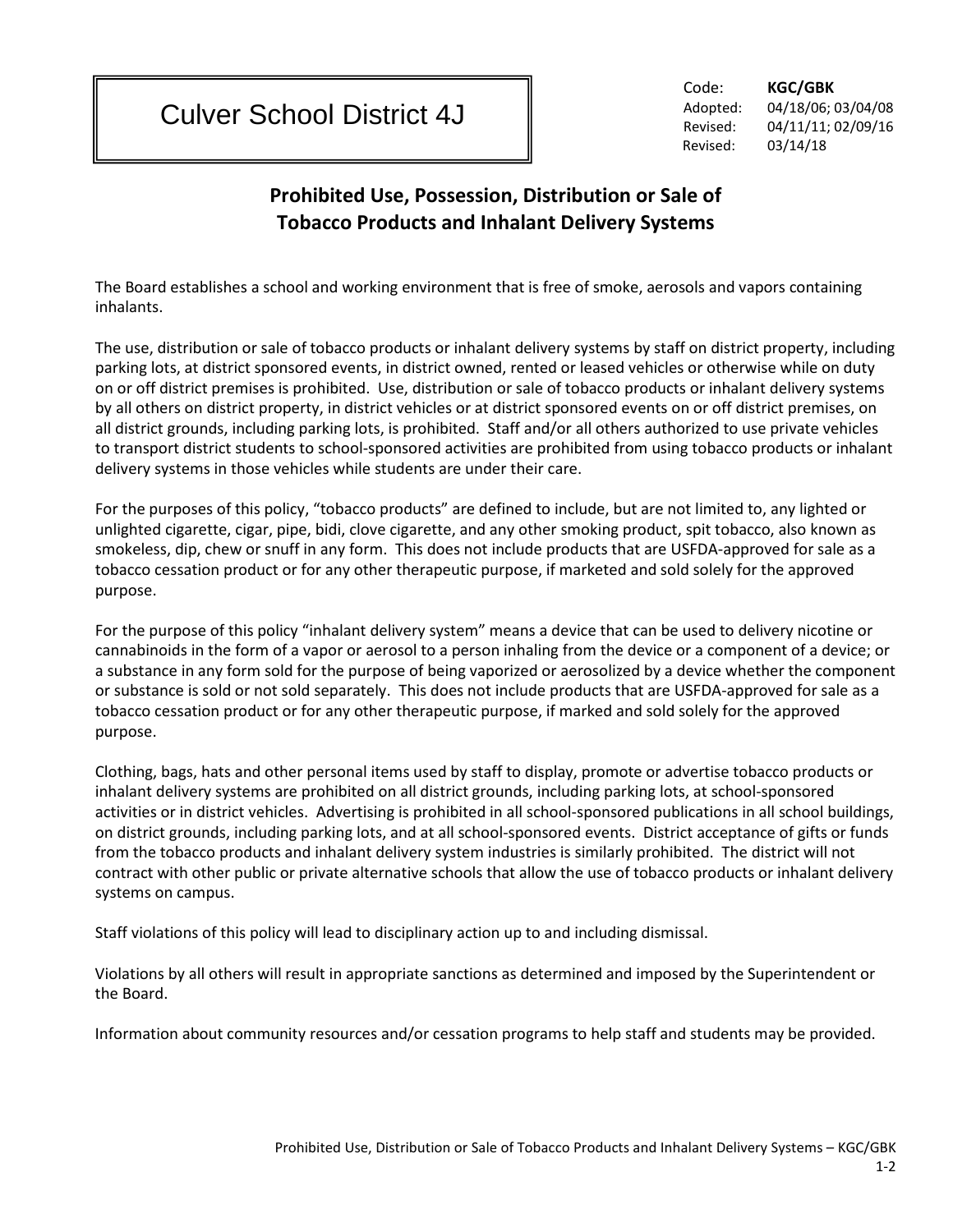# Culver School District 4J

Code: **KGC/GBK**
Adopted: 04/18/06; 03/04/08
Revised: 04/11/11; 02/09/16
Revised: 03/14/18

## Prohibited Use, Possession, Distribution or Sale of Tobacco Products and Inhalant Delivery Systems

The Board establishes a school and working environment that is free of smoke, aerosols and vapors containing inhalants.

The use, distribution or sale of tobacco products or inhalant delivery systems by staff on district property, including parking lots, at district sponsored events, in district owned, rented or leased vehicles or otherwise while on duty on or off district premises is prohibited. Use, distribution or sale of tobacco products or inhalant delivery systems by all others on district property, in district vehicles or at district sponsored events on or off district premises, on all district grounds, including parking lots, is prohibited. Staff and/or all others authorized to use private vehicles to transport district students to school-sponsored activities are prohibited from using tobacco products or inhalant delivery systems in those vehicles while students are under their care.

For the purposes of this policy, "tobacco products" are defined to include, but are not limited to, any lighted or unlighted cigarette, cigar, pipe, bidi, clove cigarette, and any other smoking product, spit tobacco, also known as smokeless, dip, chew or snuff in any form. This does not include products that are USFDA-approved for sale as a tobacco cessation product or for any other therapeutic purpose, if marketed and sold solely for the approved purpose.

For the purpose of this policy "inhalant delivery system" means a device that can be used to delivery nicotine or cannabinoids in the form of a vapor or aerosol to a person inhaling from the device or a component of a device; or a substance in any form sold for the purpose of being vaporized or aerosolized by a device whether the component or substance is sold or not sold separately. This does not include products that are USFDA-approved for sale as a tobacco cessation product or for any other therapeutic purpose, if marked and sold solely for the approved purpose.

Clothing, bags, hats and other personal items used by staff to display, promote or advertise tobacco products or inhalant delivery systems are prohibited on all district grounds, including parking lots, at school-sponsored activities or in district vehicles. Advertising is prohibited in all school-sponsored publications in all school buildings, on district grounds, including parking lots, and at all school-sponsored events. District acceptance of gifts or funds from the tobacco products and inhalant delivery system industries is similarly prohibited. The district will not contract with other public or private alternative schools that allow the use of tobacco products or inhalant delivery systems on campus.

Staff violations of this policy will lead to disciplinary action up to and including dismissal.

Violations by all others will result in appropriate sanctions as determined and imposed by the Superintendent or the Board.

Information about community resources and/or cessation programs to help staff and students may be provided.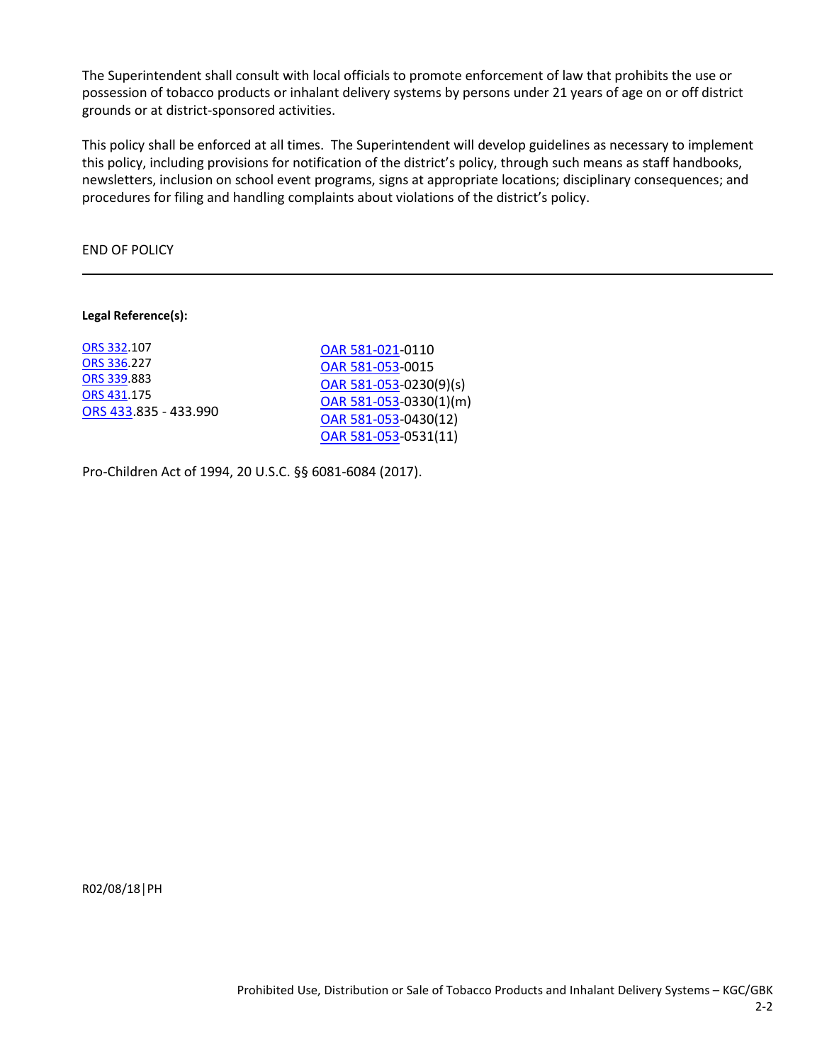The Superintendent shall consult with local officials to promote enforcement of law that prohibits the use or possession of tobacco products or inhalant delivery systems by persons under 21 years of age on or off district grounds or at district-sponsored activities.

This policy shall be enforced at all times. The Superintendent will develop guidelines as necessary to implement this policy, including provisions for notification of the district's policy, through such means as staff handbooks, newsletters, inclusion on school event programs, signs at appropriate locations; disciplinary consequences; and procedures for filing and handling complaints about violations of the district's policy.

END OF POLICY

---

**Legal Reference(s):**

ORS 332.107
ORS 336.227
ORS 339.883
ORS 431.175
ORS 433.835 - 433.990

OAR 581-021-0110
OAR 581-053-0015
OAR 581-053-0230(9)(s)
OAR 581-053-0330(1)(m)
OAR 581-053-0430(12)
OAR 581-053-0531(11)

Pro-Children Act of 1994, 20 U.S.C. §§ 6081-6084 (2017).

R02/08/18│PH